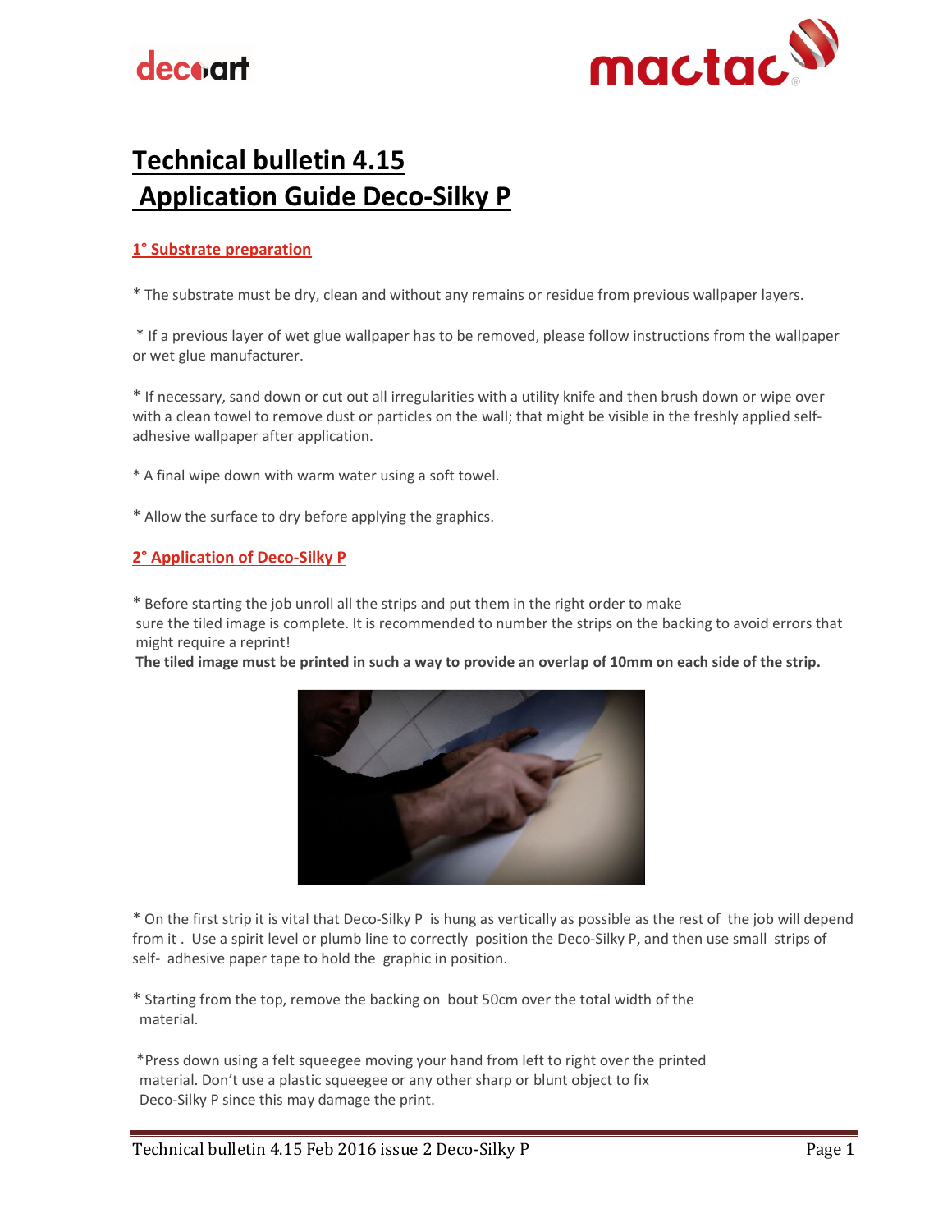# Technical bulletin 4.15
# Application Guide Deco-Silky P

## 1° Substrate preparation

* The substrate must be dry, clean and without any remains or residue from previous wallpaper layers.

* If a previous layer of wet glue wallpaper has to be removed, please follow instructions from the wallpaper or wet glue manufacturer.

* If necessary, sand down or cut out all irregularities with a utility knife and then brush down or wipe over with a clean towel to remove dust or particles on the wall; that might be visible in the freshly applied self-adhesive wallpaper after application.

* A final wipe down with warm water using a soft towel.

* Allow the surface to dry before applying the graphics.

## 2° Application of Deco-Silky P

* Before starting the job unroll all the strips and put them in the right order to make sure the tiled image is complete. It is recommended to number the strips on the backing to avoid errors that might require a reprint!
**The tiled image must be printed in such a way to provide an overlap of 10mm on each side of the strip.**

* On the first strip it is vital that Deco-Silky P is hung as vertically as possible as the rest of the job will depend from it . Use a spirit level or plumb line to correctly position the Deco-Silky P, and then use small strips of self- adhesive paper tape to hold the graphic in position.

* Starting from the top, remove the backing on bout 50cm over the total width of the material.

*Press down using a felt squeegee moving your hand from left to right over the printed material. Don't use a plastic squeegee or any other sharp or blunt object to fix Deco-Silky P since this may damage the print.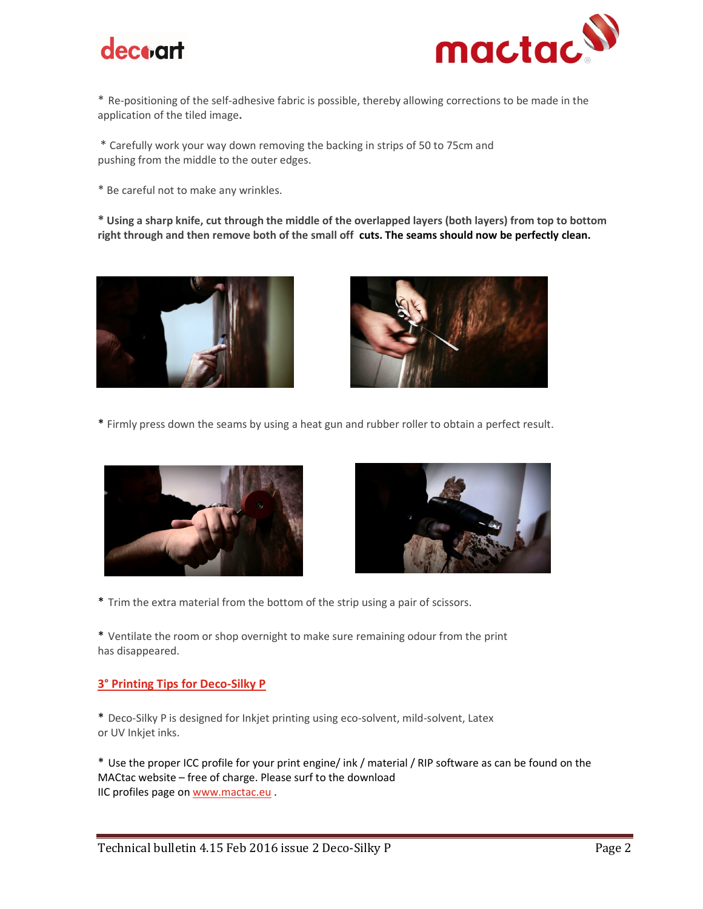* Re-positioning of the self-adhesive fabric is possible, thereby allowing corrections to be made in the application of the tiled image**.**

* Carefully work your way down removing the backing in strips of 50 to 75cm and pushing from the middle to the outer edges.

* Be careful not to make any wrinkles.

**\* Using a sharp knife, cut through the middle of the overlapped layers (both layers) from top to bottom right through and then remove both of the small off cuts. The seams should now be perfectly clean.**

* Firmly press down the seams by using a heat gun and rubber roller to obtain a perfect result.

* Trim the extra material from the bottom of the strip using a pair of scissors.

* Ventilate the room or shop overnight to make sure remaining odour from the print has disappeared.

## 3° Printing Tips for Deco-Silky P

* Deco-Silky P is designed for Inkjet printing using eco-solvent, mild-solvent, Latex or UV Inkjet inks.

* Use the proper ICC profile for your print engine/ ink / material / RIP software as can be found on the MACtac website – free of charge. Please surf to the download IIC profiles page on www.mactac.eu .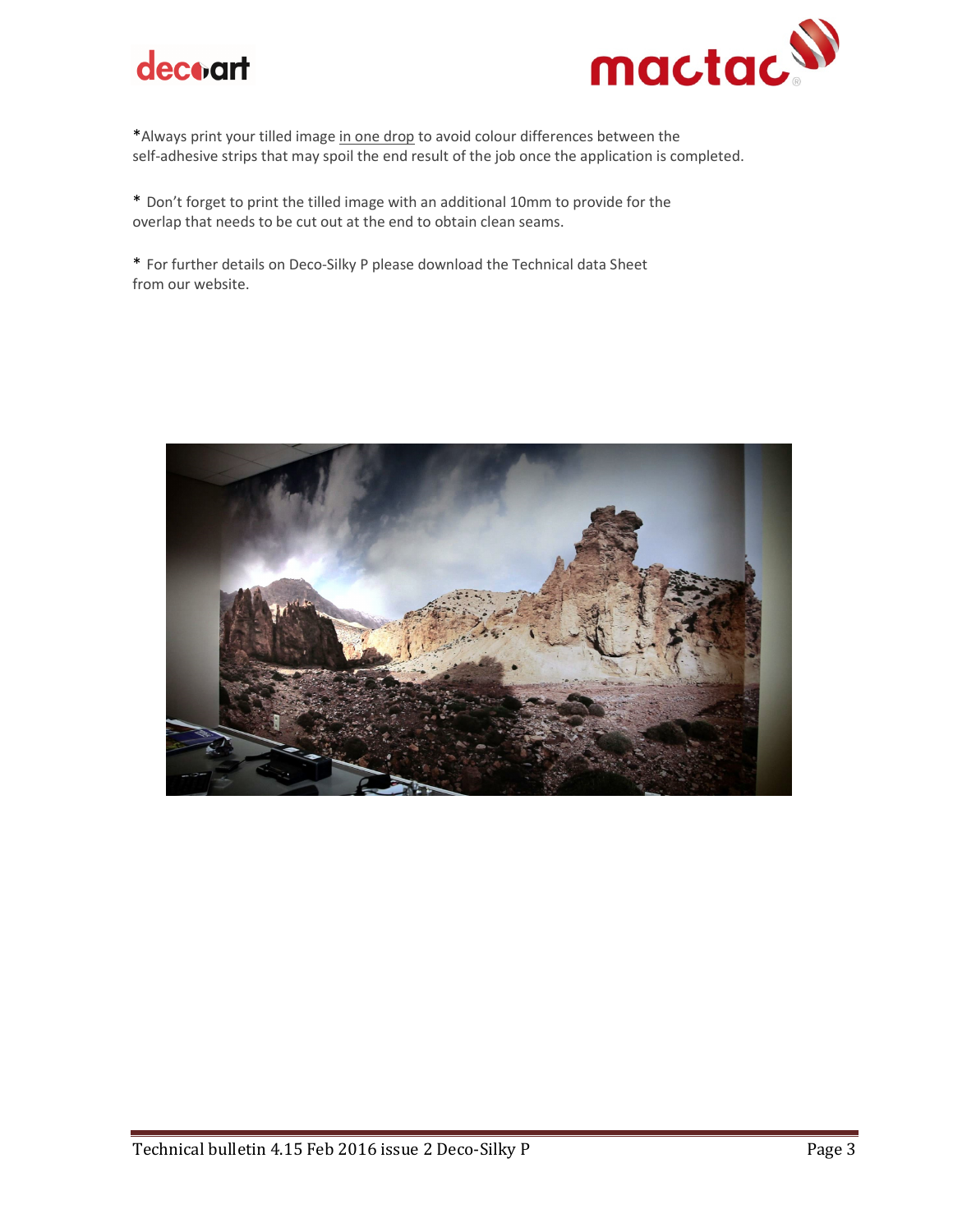*Always print your tilled image in one drop to avoid colour differences between the self-adhesive strips that may spoil the end result of the job once the application is completed.

* Don't forget to print the tilled image with an additional 10mm to provide for the overlap that needs to be cut out at the end to obtain clean seams.

* For further details on Deco-Silky P please download the Technical data Sheet from our website.